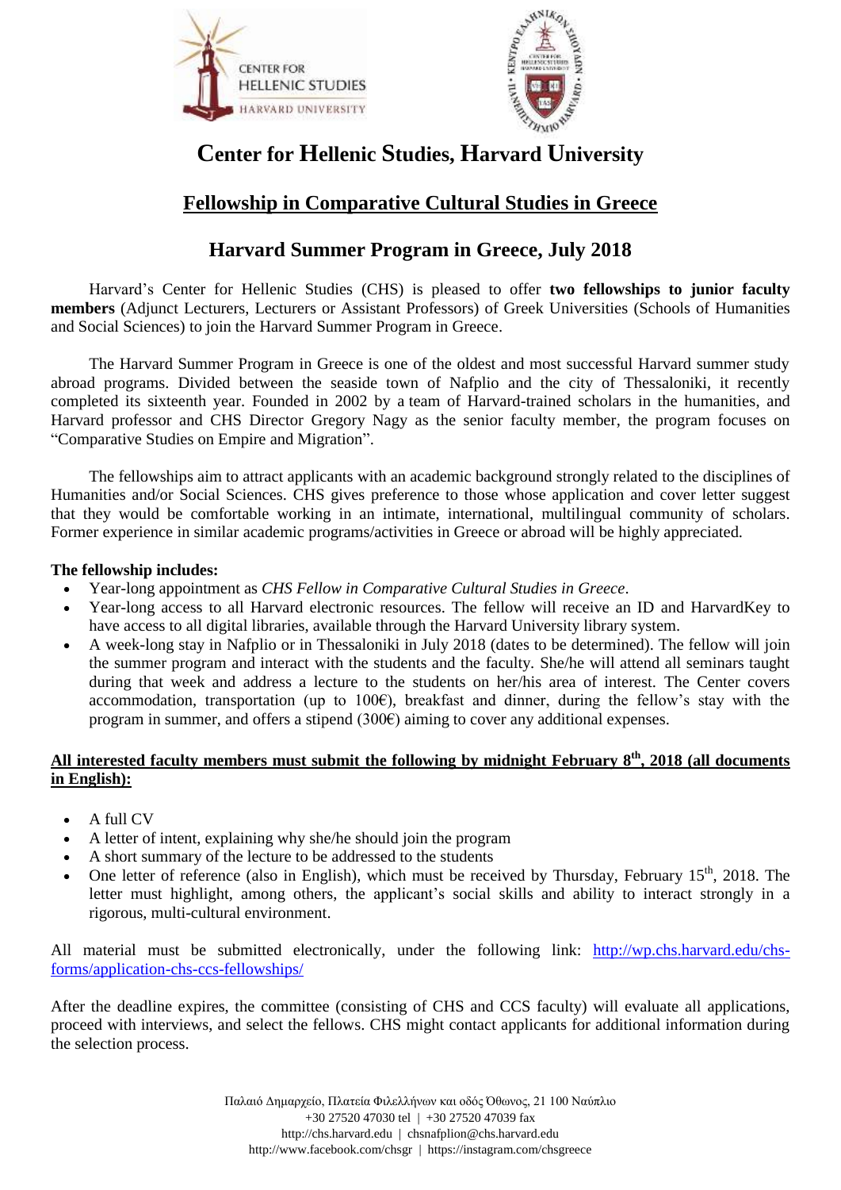# Center for Hellenic Studies, Harvard University

## Fellowship in Comparative Cultural Studies in Greece

## Harvard Summer Program in Greece, July 2018

Harvard's Center for Hellenic Studies (CHS) is pleased to offer **two fellowships to junior faculty members** (Adjunct Lecturers, Lecturers or Assistant Professors) of Greek Universities (Schools of Humanities and Social Sciences) to join the Harvard Summer Program in Greece.

The Harvard Summer Program in Greece is one of the oldest and most successful Harvard summer study abroad programs. Divided between the seaside town of Nafplio and the city of Thessaloniki, it recently completed its sixteenth year. Founded in 2002 by a team of Harvard-trained scholars in the humanities, and Harvard professor and CHS Director Gregory Nagy as the senior faculty member, the program focuses on "Comparative Studies on Empire and Migration".

The fellowships aim to attract applicants with an academic background strongly related to the disciplines of Humanities and/or Social Sciences. CHS gives preference to those whose application and cover letter suggest that they would be comfortable working in an intimate, international, multilingual community of scholars. Former experience in similar academic programs/activities in Greece or abroad will be highly appreciated.

**The fellowship includes:**

- Year-long appointment as *CHS Fellow in Comparative Cultural Studies in Greece*.
- Year-long access to all Harvard electronic resources. The fellow will receive an ID and HarvardKey to have access to all digital libraries, available through the Harvard University library system.
- A week-long stay in Nafplio or in Thessaloniki in July 2018 (dates to be determined). The fellow will join the summer program and interact with the students and the faculty. She/he will attend all seminars taught during that week and address a lecture to the students on her/his area of interest. The Center covers accommodation, transportation (up to 100€), breakfast and dinner, during the fellow's stay with the program in summer, and offers a stipend (300€) aiming to cover any additional expenses.

**All interested faculty members must submit the following by midnight February 8th, 2018 (all documents in English):**

- A full CV
- A letter of intent, explaining why she/he should join the program
- A short summary of the lecture to be addressed to the students
- One letter of reference (also in English), which must be received by Thursday, February 15th, 2018. The letter must highlight, among others, the applicant's social skills and ability to interact strongly in a rigorous, multi-cultural environment.

All material must be submitted electronically, under the following link: http://wp.chs.harvard.edu/chs-forms/application-chs-ccs-fellowships/

After the deadline expires, the committee (consisting of CHS and CCS faculty) will evaluate all applications, proceed with interviews, and select the fellows. CHS might contact applicants for additional information during the selection process.

Παλαιό Δημαρχείο, Πλατεία Φιλελλήνων και οδός Όθωνος, 21 100 Ναύπλιο
+30 27520 47030 tel | +30 27520 47039 fax
http://chs.harvard.edu | chsnafplion@chs.harvard.edu
http://www.facebook.com/chsgr | https://instagram.com/chsgreece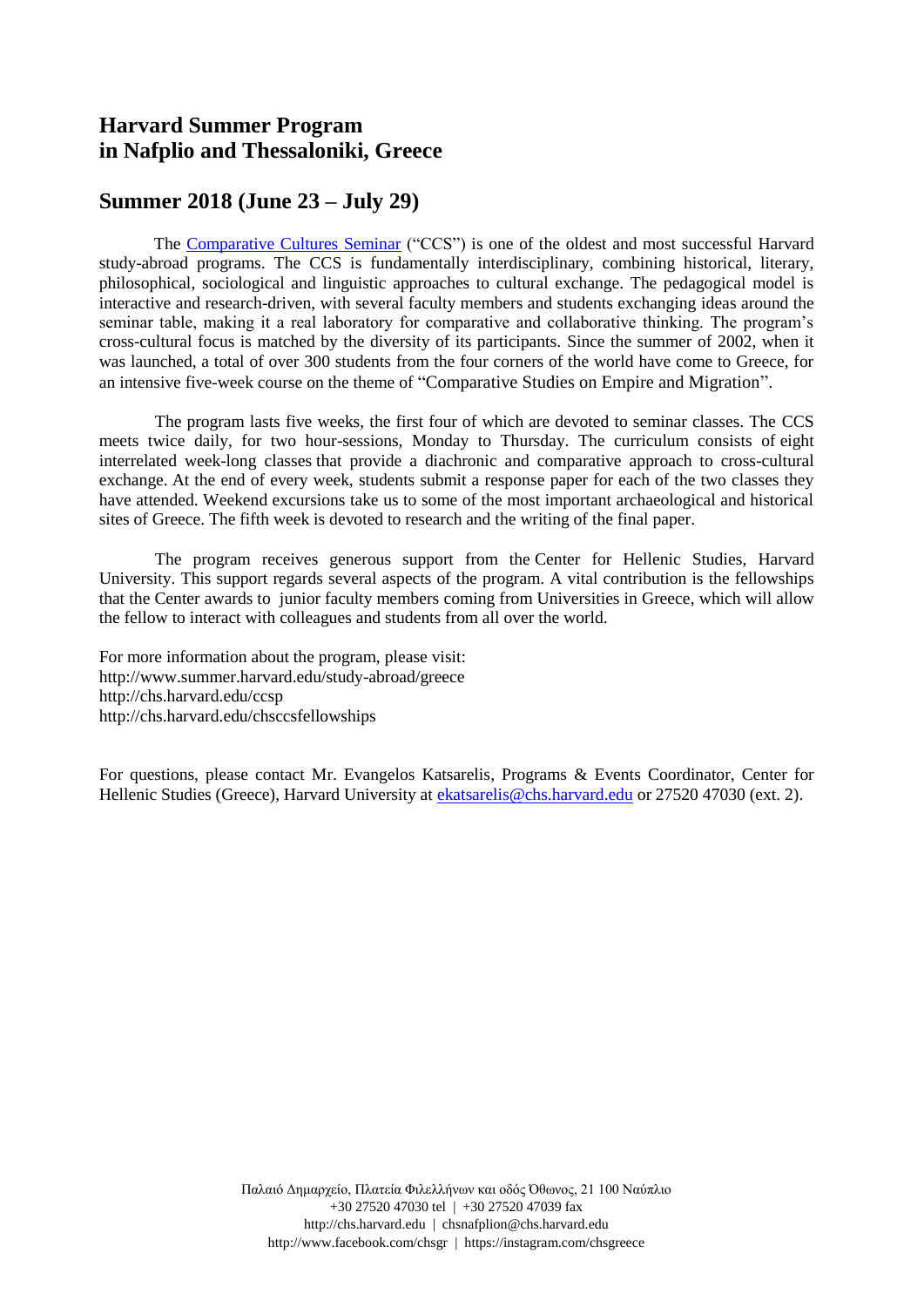## Harvard Summer Program in Nafplio and Thessaloniki, Greece

## Summer 2018 (June 23 – July 29)

The Comparative Cultures Seminar ("CCS") is one of the oldest and most successful Harvard study-abroad programs. The CCS is fundamentally interdisciplinary, combining historical, literary, philosophical, sociological and linguistic approaches to cultural exchange. The pedagogical model is interactive and research-driven, with several faculty members and students exchanging ideas around the seminar table, making it a real laboratory for comparative and collaborative thinking. The program's cross-cultural focus is matched by the diversity of its participants. Since the summer of 2002, when it was launched, a total of over 300 students from the four corners of the world have come to Greece, for an intensive five-week course on the theme of "Comparative Studies on Empire and Migration".

The program lasts five weeks, the first four of which are devoted to seminar classes. The CCS meets twice daily, for two hour-sessions, Monday to Thursday. The curriculum consists of eight interrelated week-long classes that provide a diachronic and comparative approach to cross-cultural exchange. At the end of every week, students submit a response paper for each of the two classes they have attended. Weekend excursions take us to some of the most important archaeological and historical sites of Greece. The fifth week is devoted to research and the writing of the final paper.

The program receives generous support from the Center for Hellenic Studies, Harvard University. This support regards several aspects of the program. A vital contribution is the fellowships that the Center awards to junior faculty members coming from Universities in Greece, which will allow the fellow to interact with colleagues and students from all over the world.

For more information about the program, please visit:
http://www.summer.harvard.edu/study-abroad/greece
http://chs.harvard.edu/ccsp
http://chs.harvard.edu/chsccsfellowships

For questions, please contact Mr. Evangelos Katsarelis, Programs & Events Coordinator, Center for Hellenic Studies (Greece), Harvard University at ekatsarelis@chs.harvard.edu or 27520 47030 (ext. 2).

Παλαιό Δημαρχείο, Πλατεία Φιλελλήνων και οδός Όθωνος, 21 100 Ναύπλιο
+30 27520 47030 tel | +30 27520 47039 fax
http://chs.harvard.edu | chsnafplion@chs.harvard.edu
http://www.facebook.com/chsgr | https://instagram.com/chsgreece